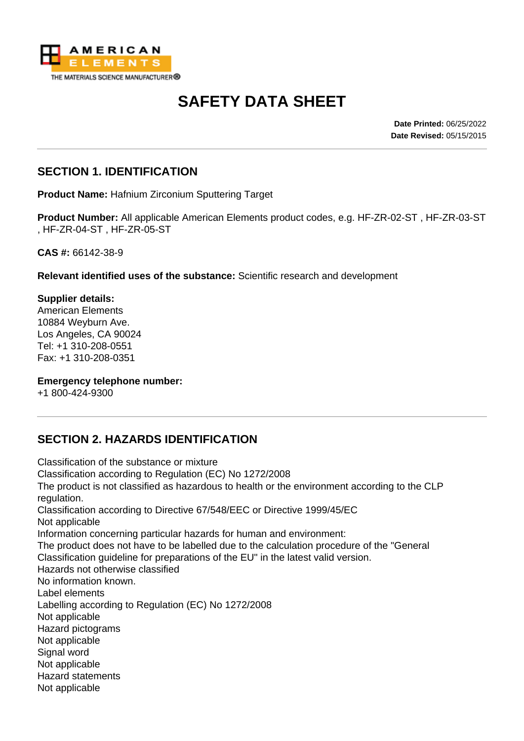AMERICAN ELEMENTS
THE MATERIALS SCIENCE MANUFACTURER®

# SAFETY DATA SHEET

**Date Printed:** 06/25/2022
**Date Revised:** 05/15/2015

## SECTION 1. IDENTIFICATION

**Product Name:** Hafnium Zirconium Sputtering Target

**Product Number:** All applicable American Elements product codes, e.g. HF-ZR-02-ST , HF-ZR-03-ST , HF-ZR-04-ST , HF-ZR-05-ST

**CAS #:** 66142-38-9

**Relevant identified uses of the substance:** Scientific research and development

**Supplier details:**
American Elements
10884 Weyburn Ave.
Los Angeles, CA 90024
Tel: +1 310-208-0551
Fax: +1 310-208-0351

**Emergency telephone number:**
+1 800-424-9300

## SECTION 2. HAZARDS IDENTIFICATION

Classification of the substance or mixture
Classification according to Regulation (EC) No 1272/2008
The product is not classified as hazardous to health or the environment according to the CLP regulation.
Classification according to Directive 67/548/EEC or Directive 1999/45/EC
Not applicable
Information concerning particular hazards for human and environment:
The product does not have to be labelled due to the calculation procedure of the "General Classification guideline for preparations of the EU" in the latest valid version.
Hazards not otherwise classified
No information known.
Label elements
Labelling according to Regulation (EC) No 1272/2008
Not applicable
Hazard pictograms
Not applicable
Signal word
Not applicable
Hazard statements
Not applicable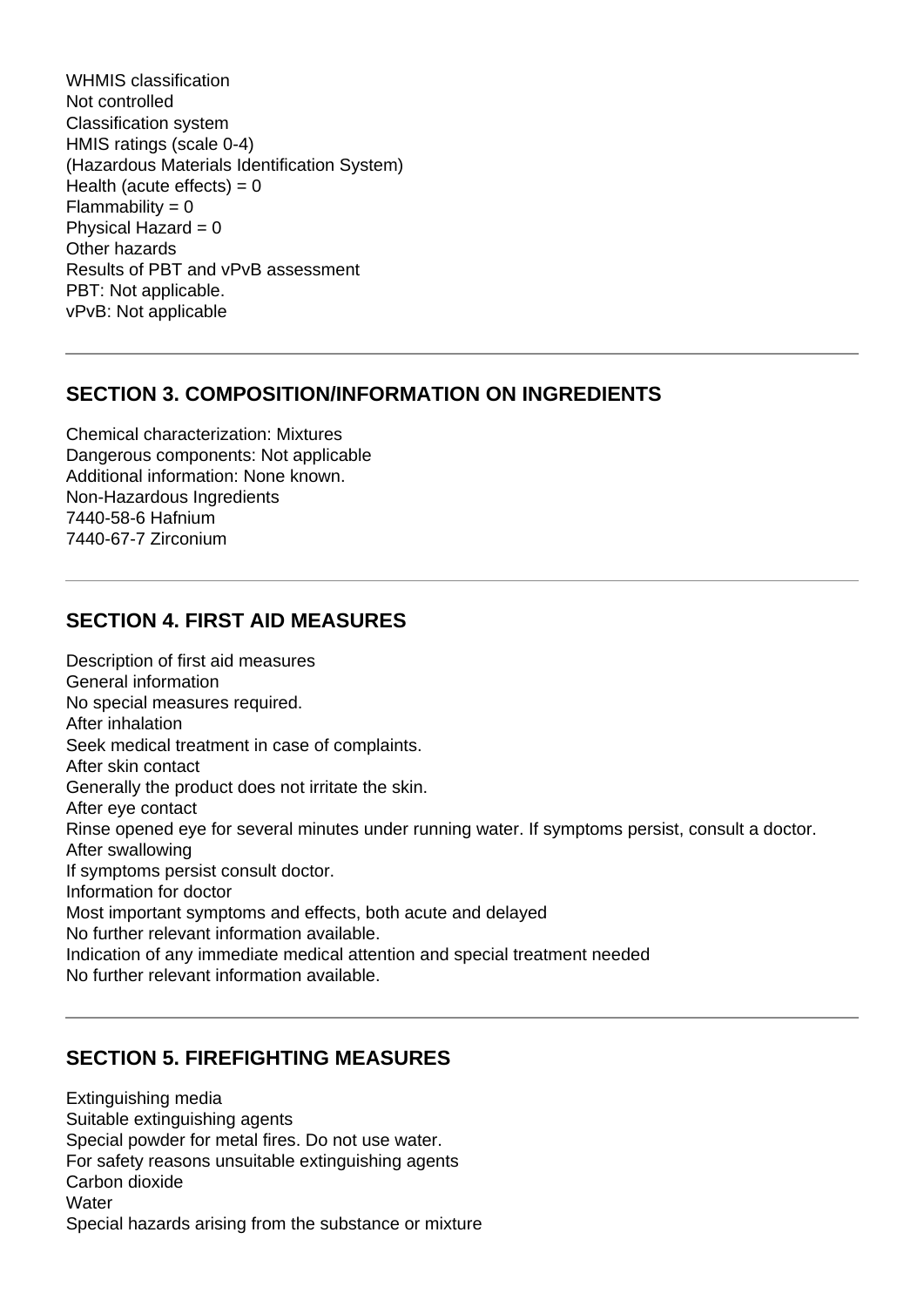WHMIS classification
Not controlled
Classification system
HMIS ratings (scale 0-4)
(Hazardous Materials Identification System)
Health (acute effects) = 0
Flammability = 0
Physical Hazard = 0
Other hazards
Results of PBT and vPvB assessment
PBT: Not applicable.
vPvB: Not applicable

---

## SECTION 3. COMPOSITION/INFORMATION ON INGREDIENTS

Chemical characterization: Mixtures
Dangerous components: Not applicable
Additional information: None known.
Non-Hazardous Ingredients
7440-58-6 Hafnium
7440-67-7 Zirconium

---

## SECTION 4. FIRST AID MEASURES

Description of first aid measures
General information
No special measures required.
After inhalation
Seek medical treatment in case of complaints.
After skin contact
Generally the product does not irritate the skin.
After eye contact
Rinse opened eye for several minutes under running water. If symptoms persist, consult a doctor.
After swallowing
If symptoms persist consult doctor.
Information for doctor
Most important symptoms and effects, both acute and delayed
No further relevant information available.
Indication of any immediate medical attention and special treatment needed
No further relevant information available.

---

## SECTION 5. FIREFIGHTING MEASURES

Extinguishing media
Suitable extinguishing agents
Special powder for metal fires. Do not use water.
For safety reasons unsuitable extinguishing agents
Carbon dioxide
Water
Special hazards arising from the substance or mixture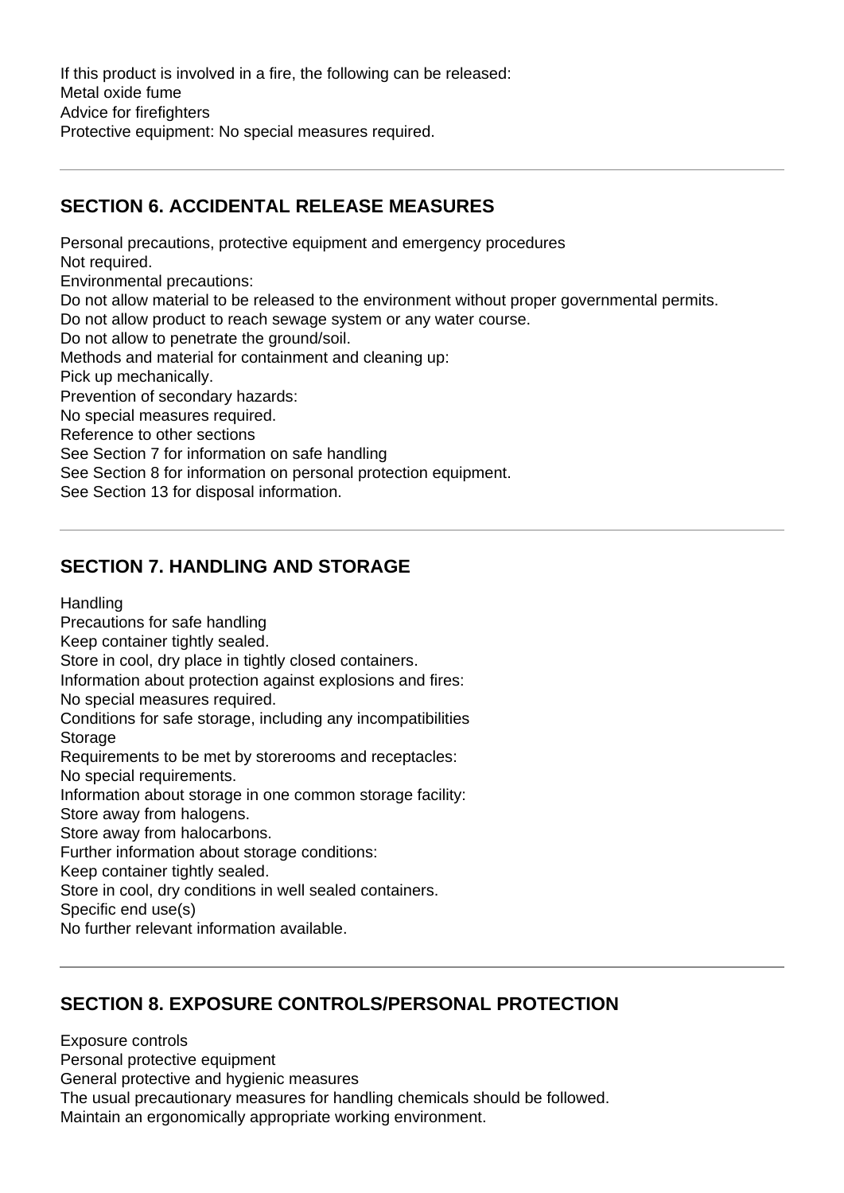If this product is involved in a fire, the following can be released:
Metal oxide fume
Advice for firefighters
Protective equipment: No special measures required.

---

## SECTION 6. ACCIDENTAL RELEASE MEASURES

Personal precautions, protective equipment and emergency procedures
Not required.
Environmental precautions:
Do not allow material to be released to the environment without proper governmental permits.
Do not allow product to reach sewage system or any water course.
Do not allow to penetrate the ground/soil.
Methods and material for containment and cleaning up:
Pick up mechanically.
Prevention of secondary hazards:
No special measures required.
Reference to other sections
See Section 7 for information on safe handling
See Section 8 for information on personal protection equipment.
See Section 13 for disposal information.

---

## SECTION 7. HANDLING AND STORAGE

Handling
Precautions for safe handling
Keep container tightly sealed.
Store in cool, dry place in tightly closed containers.
Information about protection against explosions and fires:
No special measures required.
Conditions for safe storage, including any incompatibilities
Storage
Requirements to be met by storerooms and receptacles:
No special requirements.
Information about storage in one common storage facility:
Store away from halogens.
Store away from halocarbons.
Further information about storage conditions:
Keep container tightly sealed.
Store in cool, dry conditions in well sealed containers.
Specific end use(s)
No further relevant information available.

---

## SECTION 8. EXPOSURE CONTROLS/PERSONAL PROTECTION

Exposure controls
Personal protective equipment
General protective and hygienic measures
The usual precautionary measures for handling chemicals should be followed.
Maintain an ergonomically appropriate working environment.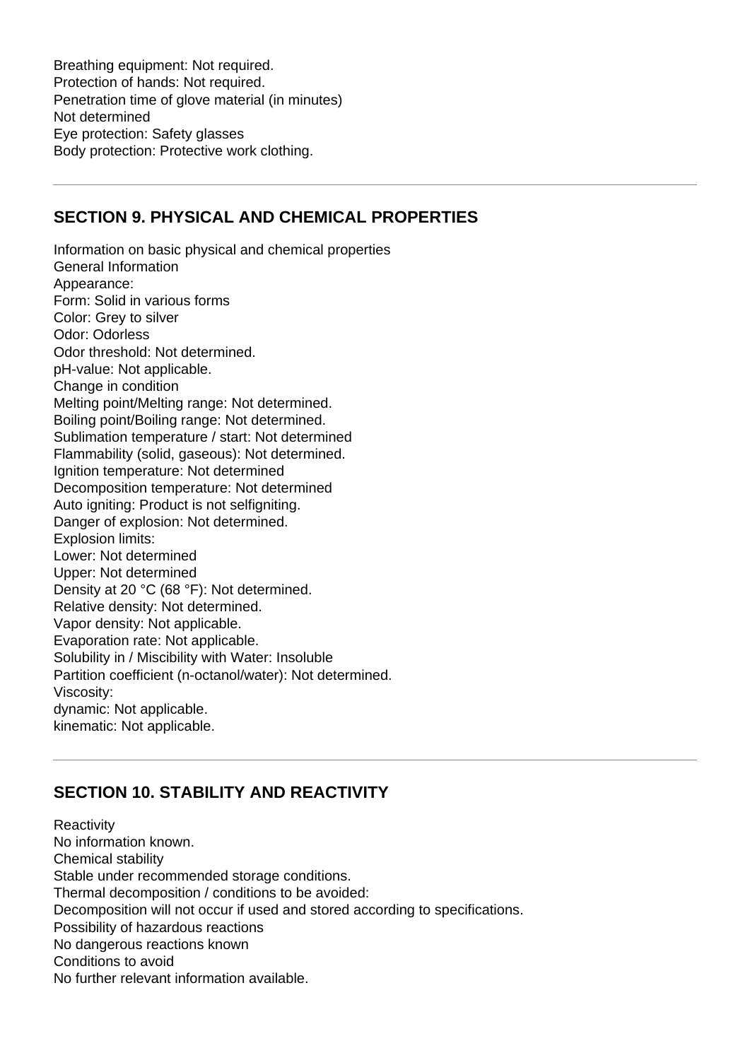Breathing equipment: Not required.
Protection of hands: Not required.
Penetration time of glove material (in minutes)
Not determined
Eye protection: Safety glasses
Body protection: Protective work clothing.

---

## SECTION 9. PHYSICAL AND CHEMICAL PROPERTIES

Information on basic physical and chemical properties
General Information
Appearance:
Form: Solid in various forms
Color: Grey to silver
Odor: Odorless
Odor threshold: Not determined.
pH-value: Not applicable.
Change in condition
Melting point/Melting range: Not determined.
Boiling point/Boiling range: Not determined.
Sublimation temperature / start: Not determined
Flammability (solid, gaseous): Not determined.
Ignition temperature: Not determined
Decomposition temperature: Not determined
Auto igniting: Product is not selfigniting.
Danger of explosion: Not determined.
Explosion limits:
Lower: Not determined
Upper: Not determined
Density at 20 °C (68 °F): Not determined.
Relative density: Not determined.
Vapor density: Not applicable.
Evaporation rate: Not applicable.
Solubility in / Miscibility with Water: Insoluble
Partition coefficient (n-octanol/water): Not determined.
Viscosity:
dynamic: Not applicable.
kinematic: Not applicable.

---

## SECTION 10. STABILITY AND REACTIVITY

Reactivity
No information known.
Chemical stability
Stable under recommended storage conditions.
Thermal decomposition / conditions to be avoided:
Decomposition will not occur if used and stored according to specifications.
Possibility of hazardous reactions
No dangerous reactions known
Conditions to avoid
No further relevant information available.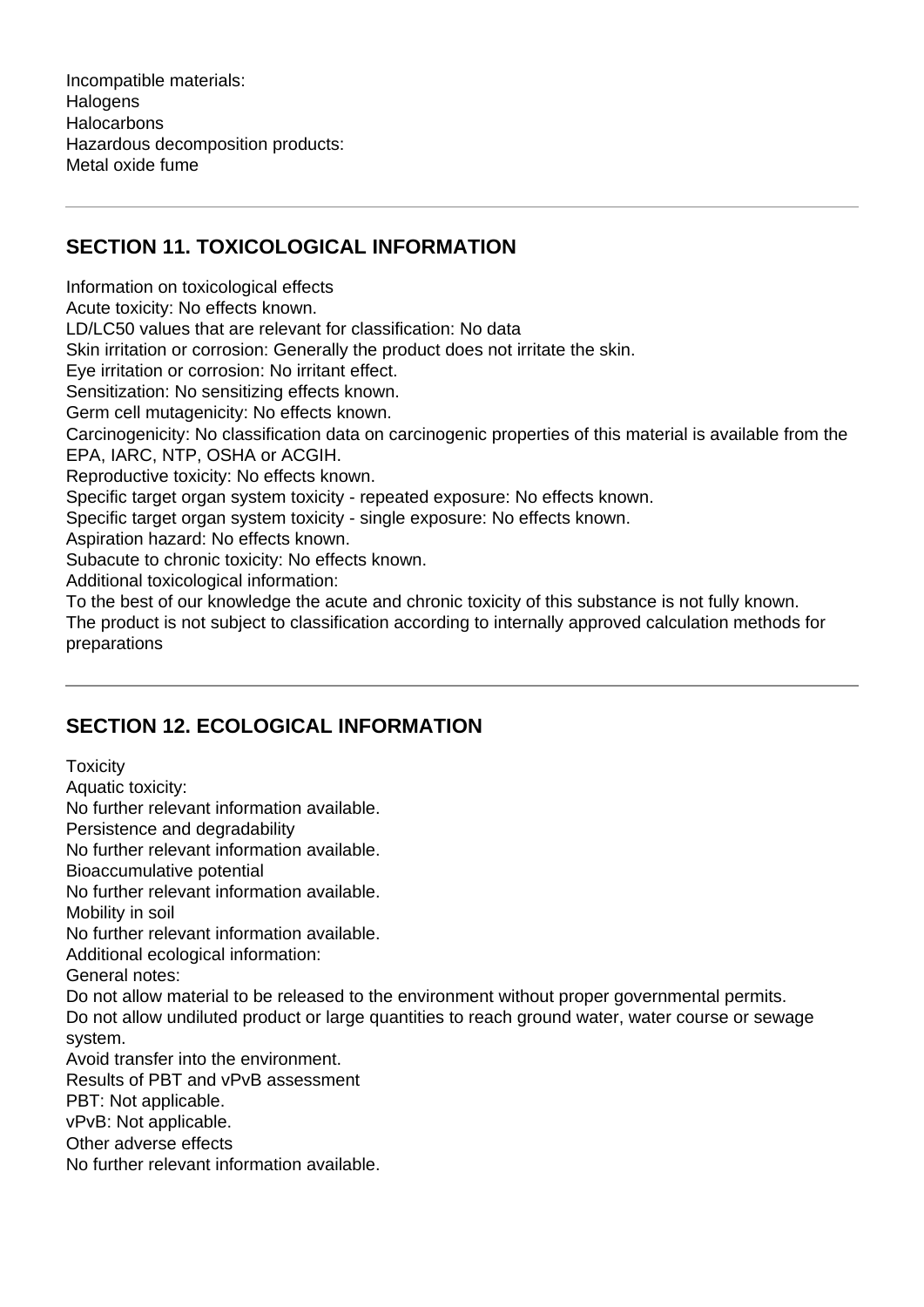Incompatible materials:
Halogens
Halocarbons
Hazardous decomposition products:
Metal oxide fume

## SECTION 11. TOXICOLOGICAL INFORMATION

Information on toxicological effects
Acute toxicity: No effects known.
LD/LC50 values that are relevant for classification: No data
Skin irritation or corrosion: Generally the product does not irritate the skin.
Eye irritation or corrosion: No irritant effect.
Sensitization: No sensitizing effects known.
Germ cell mutagenicity: No effects known.
Carcinogenicity: No classification data on carcinogenic properties of this material is available from the EPA, IARC, NTP, OSHA or ACGIH.
Reproductive toxicity: No effects known.
Specific target organ system toxicity - repeated exposure: No effects known.
Specific target organ system toxicity - single exposure: No effects known.
Aspiration hazard: No effects known.
Subacute to chronic toxicity: No effects known.
Additional toxicological information:
To the best of our knowledge the acute and chronic toxicity of this substance is not fully known.
The product is not subject to classification according to internally approved calculation methods for preparations

## SECTION 12. ECOLOGICAL INFORMATION

Toxicity
Aquatic toxicity:
No further relevant information available.
Persistence and degradability
No further relevant information available.
Bioaccumulative potential
No further relevant information available.
Mobility in soil
No further relevant information available.
Additional ecological information:
General notes:
Do not allow material to be released to the environment without proper governmental permits.
Do not allow undiluted product or large quantities to reach ground water, water course or sewage system.
Avoid transfer into the environment.
Results of PBT and vPvB assessment
PBT: Not applicable.
vPvB: Not applicable.
Other adverse effects
No further relevant information available.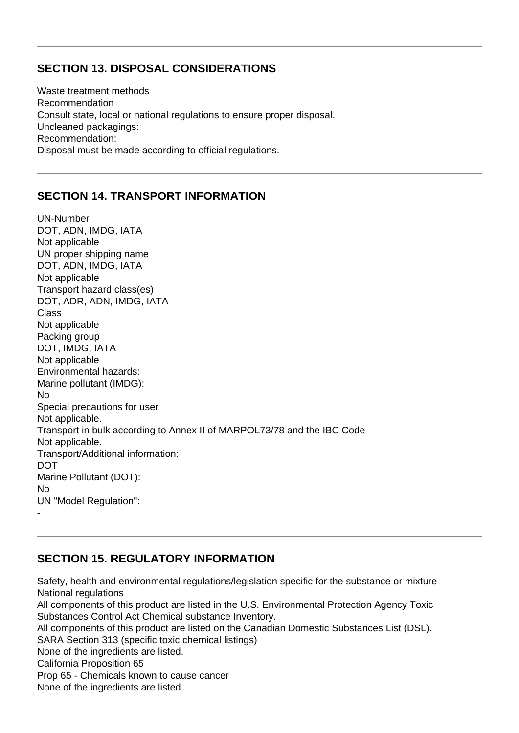## SECTION 13. DISPOSAL CONSIDERATIONS

Waste treatment methods
Recommendation
Consult state, local or national regulations to ensure proper disposal.
Uncleaned packagings:
Recommendation:
Disposal must be made according to official regulations.

## SECTION 14. TRANSPORT INFORMATION

UN-Number
DOT, ADN, IMDG, IATA
Not applicable
UN proper shipping name
DOT, ADN, IMDG, IATA
Not applicable
Transport hazard class(es)
DOT, ADR, ADN, IMDG, IATA
Class
Not applicable
Packing group
DOT, IMDG, IATA
Not applicable
Environmental hazards:
Marine pollutant (IMDG):
No
Special precautions for user
Not applicable.
Transport in bulk according to Annex II of MARPOL73/78 and the IBC Code
Not applicable.
Transport/Additional information:
DOT
Marine Pollutant (DOT):
No
UN "Model Regulation":
-

## SECTION 15. REGULATORY INFORMATION

Safety, health and environmental regulations/legislation specific for the substance or mixture
National regulations
All components of this product are listed in the U.S. Environmental Protection Agency Toxic Substances Control Act Chemical substance Inventory.
All components of this product are listed on the Canadian Domestic Substances List (DSL).
SARA Section 313 (specific toxic chemical listings)
None of the ingredients are listed.
California Proposition 65
Prop 65 - Chemicals known to cause cancer
None of the ingredients are listed.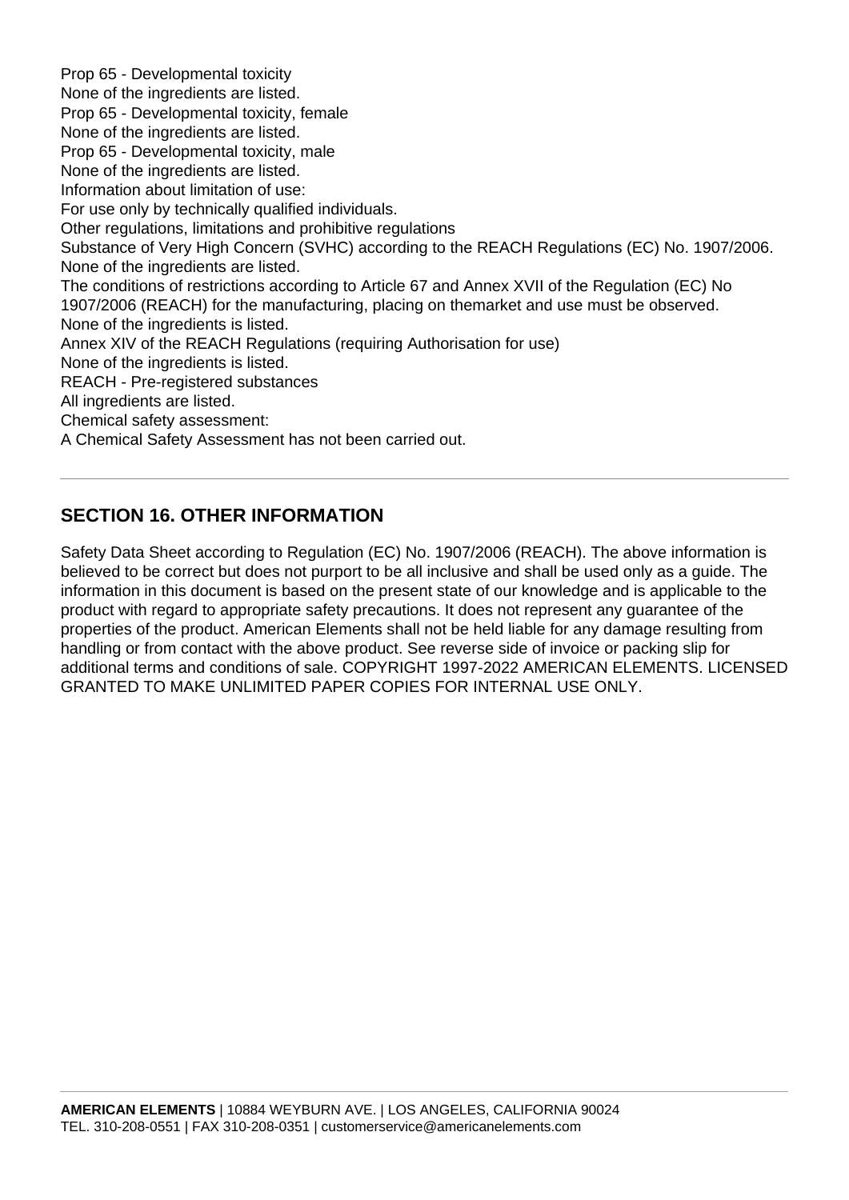Prop 65 - Developmental toxicity
None of the ingredients are listed.
Prop 65 - Developmental toxicity, female
None of the ingredients are listed.
Prop 65 - Developmental toxicity, male
None of the ingredients are listed.
Information about limitation of use:
For use only by technically qualified individuals.
Other regulations, limitations and prohibitive regulations
Substance of Very High Concern (SVHC) according to the REACH Regulations (EC) No. 1907/2006.
None of the ingredients are listed.
The conditions of restrictions according to Article 67 and Annex XVII of the Regulation (EC) No 1907/2006 (REACH) for the manufacturing, placing on themarket and use must be observed.
None of the ingredients is listed.
Annex XIV of the REACH Regulations (requiring Authorisation for use)
None of the ingredients is listed.
REACH - Pre-registered substances
All ingredients are listed.
Chemical safety assessment:
A Chemical Safety Assessment has not been carried out.

## SECTION 16. OTHER INFORMATION

Safety Data Sheet according to Regulation (EC) No. 1907/2006 (REACH). The above information is believed to be correct but does not purport to be all inclusive and shall be used only as a guide. The information in this document is based on the present state of our knowledge and is applicable to the product with regard to appropriate safety precautions. It does not represent any guarantee of the properties of the product. American Elements shall not be held liable for any damage resulting from handling or from contact with the above product. See reverse side of invoice or packing slip for additional terms and conditions of sale. COPYRIGHT 1997-2022 AMERICAN ELEMENTS. LICENSED GRANTED TO MAKE UNLIMITED PAPER COPIES FOR INTERNAL USE ONLY.